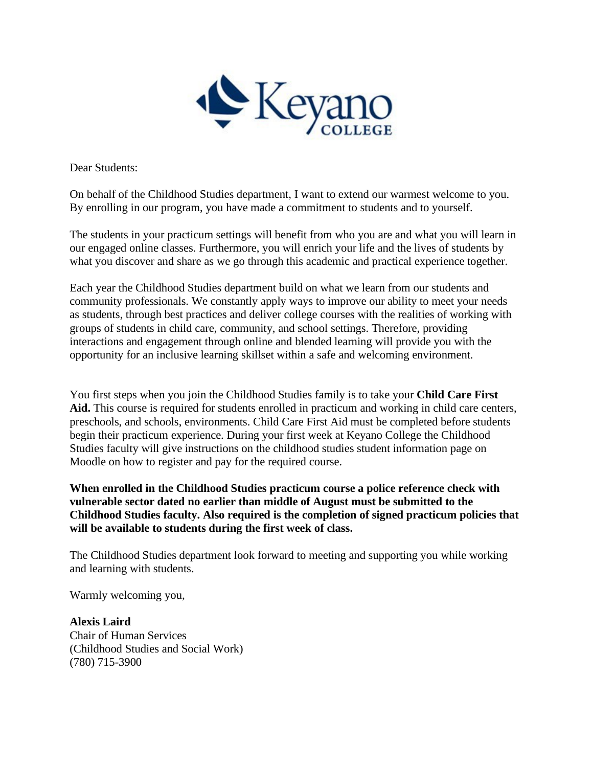Dear Students:

On behalf of the Childhood Studies department, I want to extend our warmest welcome to you. By enrolling in our program, you have made a commitment to students and to yourself.

The students in your practicum settings will benefit from who you are and what you will learn in our engaged online classes. Furthermore, you will enrich your life and the lives of students by what you discover and share as we go through this academic and practical experience together.

Each year the Childhood Studies department build on what we learn from our students and community professionals. We constantly apply ways to improve our ability to meet your needs as students, through best practices and deliver college courses with the realities of working with groups of students in child care, community, and school settings. Therefore, providing interactions and engagement through online and blended learning will provide you with the opportunity for an inclusive learning skillset within a safe and welcoming environment.

You first steps when you join the Childhood Studies family is to take your **Child Care First Aid.** This course is required for students enrolled in practicum and working in child care centers, preschools, and schools, environments. Child Care First Aid must be completed before students begin their practicum experience. During your first week at Keyano College the Childhood Studies faculty will give instructions on the childhood studies student information page on Moodle on how to register and pay for the required course.

**When enrolled in the Childhood Studies practicum course a police reference check with vulnerable sector dated no earlier than middle of August must be submitted to the Childhood Studies faculty. Also required is the completion of signed practicum policies that will be available to students during the first week of class.**

The Childhood Studies department look forward to meeting and supporting you while working and learning with students.

Warmly welcoming you,

**Alexis Laird**
Chair of Human Services
(Childhood Studies and Social Work)
(780) 715-3900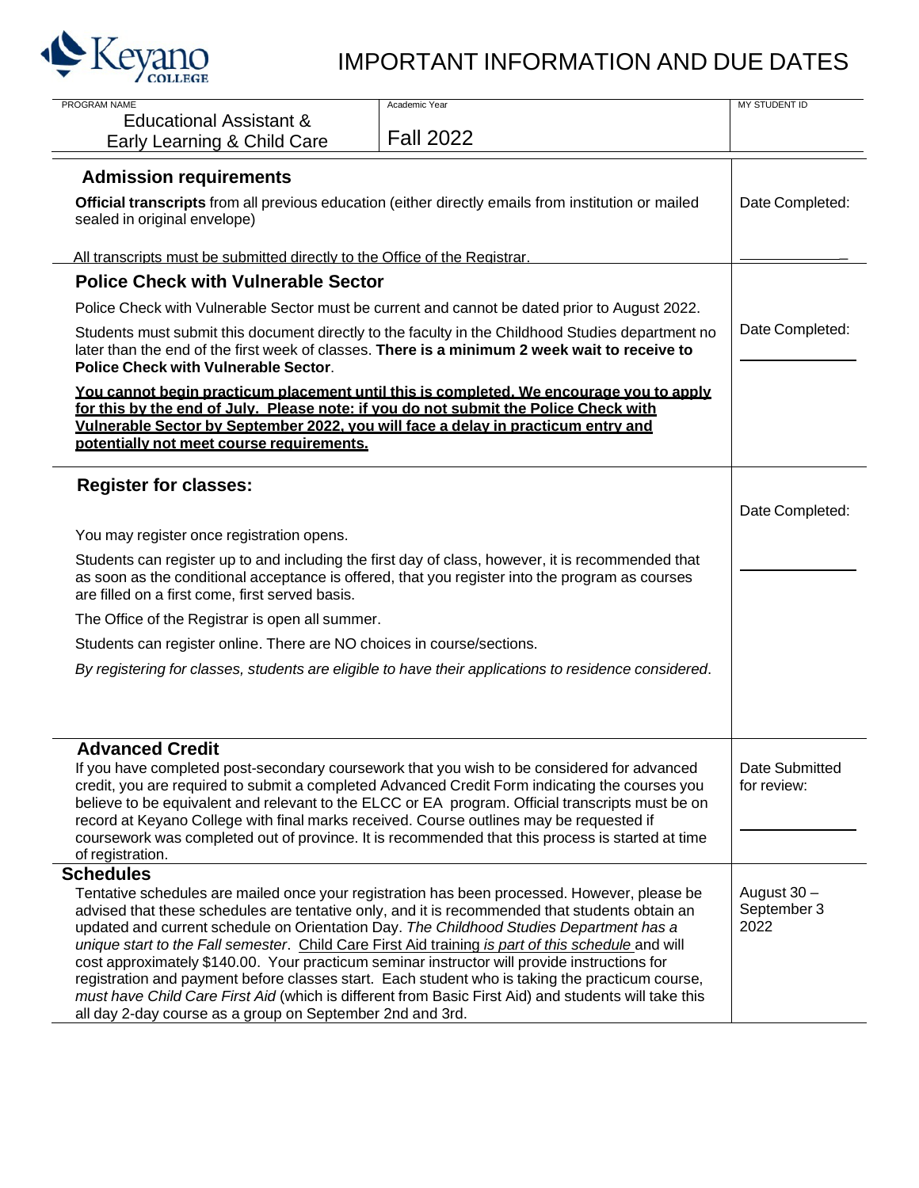# IMPORTANT INFORMATION AND DUE DATES

| PROGRAM NAME | Academic Year | MY STUDENT ID |
| --- | --- | --- |
| Educational Assistant & Early Learning & Child Care | Fall 2022 | |

| | |
| --- | --- |
| **Admission requirements**<br><br>**Official transcripts** from all previous education (either directly emails from institution or mailed sealed in original envelope)<br><br><u>All transcripts must be submitted directly to the Office of the Registrar.</u> | Date Completed:<br><br>\_\_\_\_\_\_\_\_\_\_ |
| **Police Check with Vulnerable Sector**<br><br>Police Check with Vulnerable Sector must be current and cannot be dated prior to August 2022.<br><br>Students must submit this document directly to the faculty in the Childhood Studies department no later than the end of the first week of classes. **There is a minimum 2 week wait to receive to Police Check with Vulnerable Sector**.<br><br>**<u>You cannot begin practicum placement until this is completed. We encourage you to apply for this by the end of July. Please note: if you do not submit the Police Check with Vulnerable Sector by September 2022, you will face a delay in practicum entry and potentially not meet course requirements.</u>** | Date Completed:<br><br>\_\_\_\_\_\_\_\_\_\_ |
| **Register for classes:**<br><br>You may register once registration opens.<br><br>Students can register up to and including the first day of class, however, it is recommended that as soon as the conditional acceptance is offered, that you register into the program as courses are filled on a first come, first served basis.<br><br>The Office of the Registrar is open all summer.<br><br>Students can register online. There are NO choices in course/sections.<br><br>*By registering for classes, students are eligible to have their applications to residence considered*. | Date Completed:<br><br>\_\_\_\_\_\_\_\_\_\_ |
| **Advanced Credit**<br><br>If you have completed post-secondary coursework that you wish to be considered for advanced credit, you are required to submit a completed Advanced Credit Form indicating the courses you believe to be equivalent and relevant to the ELCC or EA program. Official transcripts must be on record at Keyano College with final marks received. Course outlines may be requested if coursework was completed out of province. It is recommended that this process is started at time of registration. | Date Submitted for review:<br><br>\_\_\_\_\_\_\_\_\_\_ |
| **Schedules**<br><br>Tentative schedules are mailed once your registration has been processed. However, please be advised that these schedules are tentative only, and it is recommended that students obtain an updated and current schedule on Orientation Day. *The Childhood Studies Department has a unique start to the Fall semester*. <u>Child Care First Aid training *is part of this schedule*</u> and will cost approximately $140.00. Your practicum seminar instructor will provide instructions for registration and payment before classes start. Each student who is taking the practicum course, *must have Child Care First Aid* (which is different from Basic First Aid) and students will take this all day 2-day course as a group on September 2nd and 3rd. | August 30 – September 3 2022 |